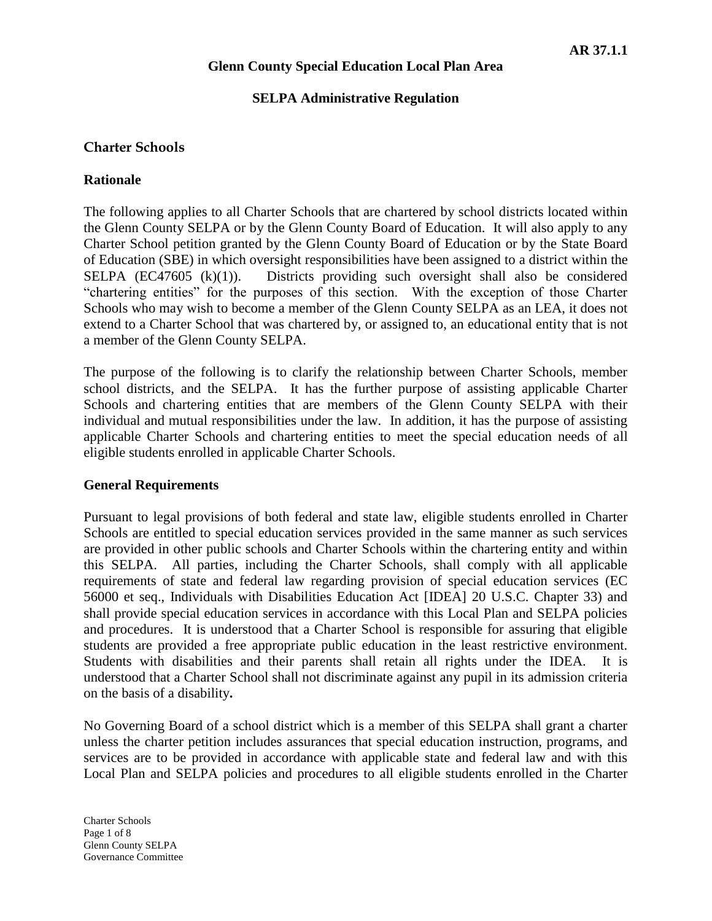**AR 37.1.1**

**Glenn County Special Education Local Plan Area**

**SELPA Administrative Regulation**

## Charter Schools

### Rationale

The following applies to all Charter Schools that are chartered by school districts located within the Glenn County SELPA or by the Glenn County Board of Education. It will also apply to any Charter School petition granted by the Glenn County Board of Education or by the State Board of Education (SBE) in which oversight responsibilities have been assigned to a district within the SELPA (EC47605 (k)(1)). Districts providing such oversight shall also be considered "chartering entities" for the purposes of this section. With the exception of those Charter Schools who may wish to become a member of the Glenn County SELPA as an LEA, it does not extend to a Charter School that was chartered by, or assigned to, an educational entity that is not a member of the Glenn County SELPA.

The purpose of the following is to clarify the relationship between Charter Schools, member school districts, and the SELPA. It has the further purpose of assisting applicable Charter Schools and chartering entities that are members of the Glenn County SELPA with their individual and mutual responsibilities under the law. In addition, it has the purpose of assisting applicable Charter Schools and chartering entities to meet the special education needs of all eligible students enrolled in applicable Charter Schools.

### General Requirements

Pursuant to legal provisions of both federal and state law, eligible students enrolled in Charter Schools are entitled to special education services provided in the same manner as such services are provided in other public schools and Charter Schools within the chartering entity and within this SELPA. All parties, including the Charter Schools, shall comply with all applicable requirements of state and federal law regarding provision of special education services (EC 56000 et seq., Individuals with Disabilities Education Act [IDEA] 20 U.S.C. Chapter 33) and shall provide special education services in accordance with this Local Plan and SELPA policies and procedures. It is understood that a Charter School is responsible for assuring that eligible students are provided a free appropriate public education in the least restrictive environment. Students with disabilities and their parents shall retain all rights under the IDEA. It is understood that a Charter School shall not discriminate against any pupil in its admission criteria on the basis of a disability**.**

No Governing Board of a school district which is a member of this SELPA shall grant a charter unless the charter petition includes assurances that special education instruction, programs, and services are to be provided in accordance with applicable state and federal law and with this Local Plan and SELPA policies and procedures to all eligible students enrolled in the Charter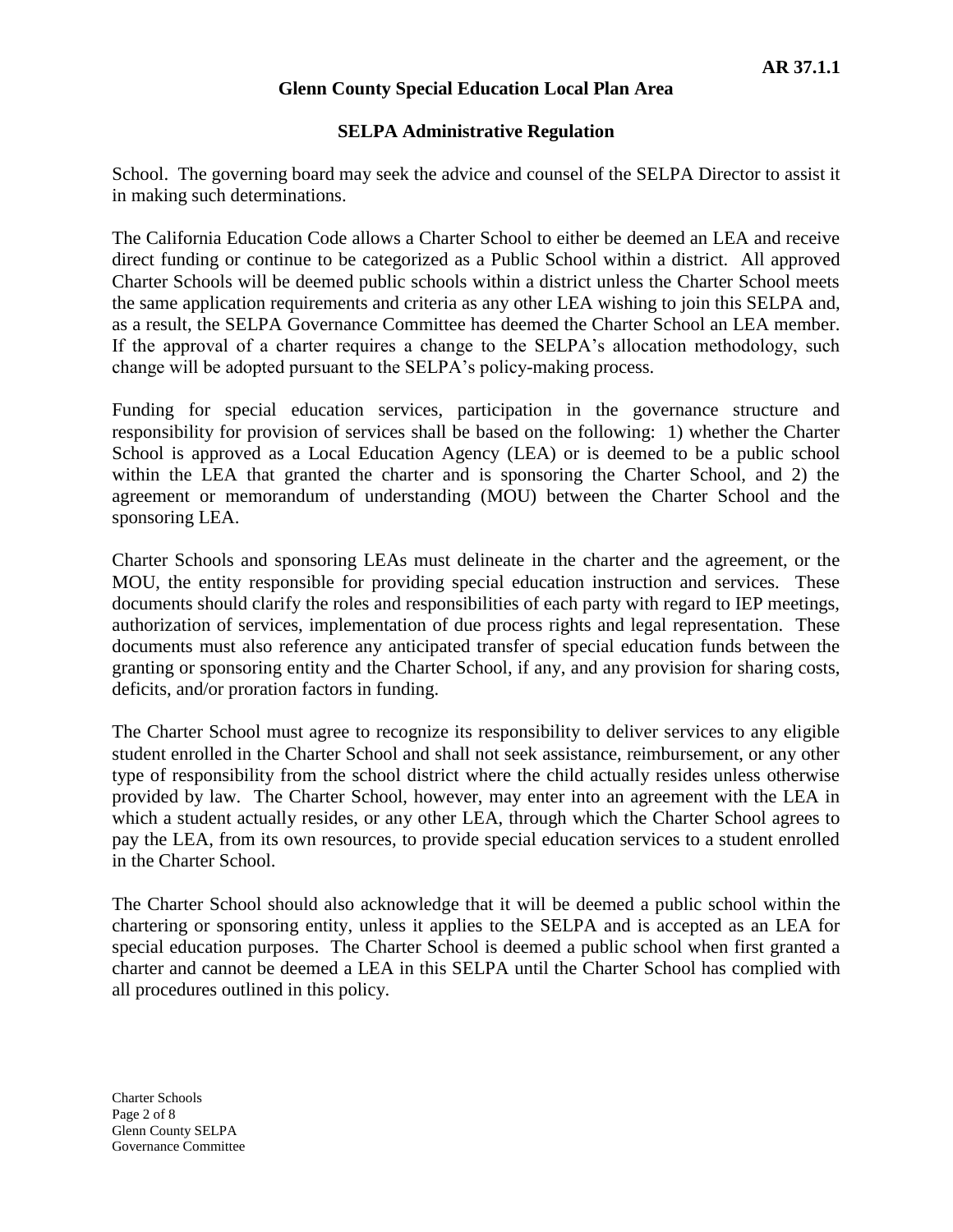School. The governing board may seek the advice and counsel of the SELPA Director to assist it in making such determinations.

The California Education Code allows a Charter School to either be deemed an LEA and receive direct funding or continue to be categorized as a Public School within a district. All approved Charter Schools will be deemed public schools within a district unless the Charter School meets the same application requirements and criteria as any other LEA wishing to join this SELPA and, as a result, the SELPA Governance Committee has deemed the Charter School an LEA member. If the approval of a charter requires a change to the SELPA's allocation methodology, such change will be adopted pursuant to the SELPA's policy-making process.

Funding for special education services, participation in the governance structure and responsibility for provision of services shall be based on the following: 1) whether the Charter School is approved as a Local Education Agency (LEA) or is deemed to be a public school within the LEA that granted the charter and is sponsoring the Charter School, and 2) the agreement or memorandum of understanding (MOU) between the Charter School and the sponsoring LEA.

Charter Schools and sponsoring LEAs must delineate in the charter and the agreement, or the MOU, the entity responsible for providing special education instruction and services. These documents should clarify the roles and responsibilities of each party with regard to IEP meetings, authorization of services, implementation of due process rights and legal representation. These documents must also reference any anticipated transfer of special education funds between the granting or sponsoring entity and the Charter School, if any, and any provision for sharing costs, deficits, and/or proration factors in funding.

The Charter School must agree to recognize its responsibility to deliver services to any eligible student enrolled in the Charter School and shall not seek assistance, reimbursement, or any other type of responsibility from the school district where the child actually resides unless otherwise provided by law. The Charter School, however, may enter into an agreement with the LEA in which a student actually resides, or any other LEA, through which the Charter School agrees to pay the LEA, from its own resources, to provide special education services to a student enrolled in the Charter School.

The Charter School should also acknowledge that it will be deemed a public school within the chartering or sponsoring entity, unless it applies to the SELPA and is accepted as an LEA for special education purposes. The Charter School is deemed a public school when first granted a charter and cannot be deemed a LEA in this SELPA until the Charter School has complied with all procedures outlined in this policy.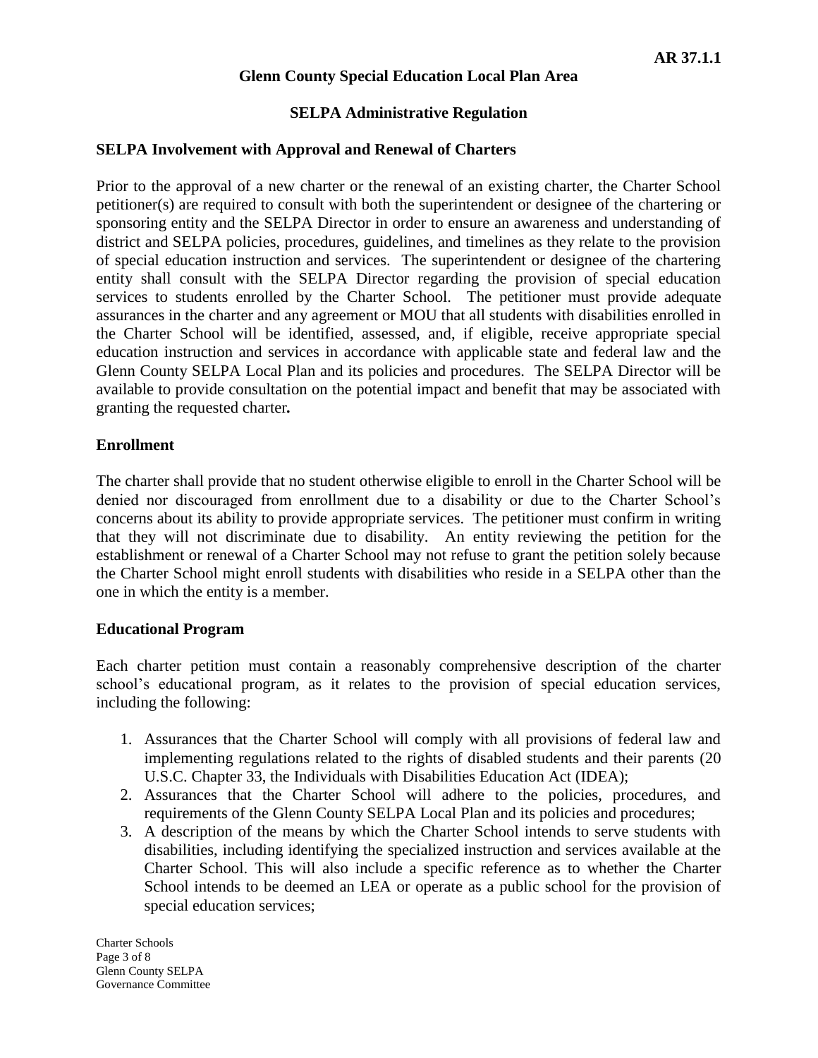**AR 37.1.1**

**Glenn County Special Education Local Plan Area**

**SELPA Administrative Regulation**

**SELPA Involvement with Approval and Renewal of Charters**

Prior to the approval of a new charter or the renewal of an existing charter, the Charter School petitioner(s) are required to consult with both the superintendent or designee of the chartering or sponsoring entity and the SELPA Director in order to ensure an awareness and understanding of district and SELPA policies, procedures, guidelines, and timelines as they relate to the provision of special education instruction and services. The superintendent or designee of the chartering entity shall consult with the SELPA Director regarding the provision of special education services to students enrolled by the Charter School. The petitioner must provide adequate assurances in the charter and any agreement or MOU that all students with disabilities enrolled in the Charter School will be identified, assessed, and, if eligible, receive appropriate special education instruction and services in accordance with applicable state and federal law and the Glenn County SELPA Local Plan and its policies and procedures. The SELPA Director will be available to provide consultation on the potential impact and benefit that may be associated with granting the requested charter**.**

**Enrollment**

The charter shall provide that no student otherwise eligible to enroll in the Charter School will be denied nor discouraged from enrollment due to a disability or due to the Charter School's concerns about its ability to provide appropriate services. The petitioner must confirm in writing that they will not discriminate due to disability. An entity reviewing the petition for the establishment or renewal of a Charter School may not refuse to grant the petition solely because the Charter School might enroll students with disabilities who reside in a SELPA other than the one in which the entity is a member.

**Educational Program**

Each charter petition must contain a reasonably comprehensive description of the charter school's educational program, as it relates to the provision of special education services, including the following:

1. Assurances that the Charter School will comply with all provisions of federal law and implementing regulations related to the rights of disabled students and their parents (20 U.S.C. Chapter 33, the Individuals with Disabilities Education Act (IDEA);
2. Assurances that the Charter School will adhere to the policies, procedures, and requirements of the Glenn County SELPA Local Plan and its policies and procedures;
3. A description of the means by which the Charter School intends to serve students with disabilities, including identifying the specialized instruction and services available at the Charter School. This will also include a specific reference as to whether the Charter School intends to be deemed an LEA or operate as a public school for the provision of special education services;

Charter Schools
Glenn County SELPA
Governance Committee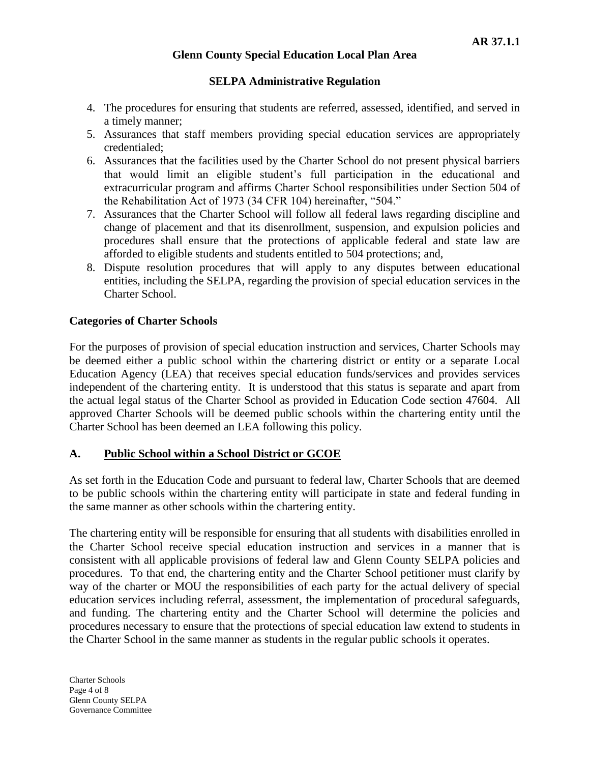4. The procedures for ensuring that students are referred, assessed, identified, and served in a timely manner;
5. Assurances that staff members providing special education services are appropriately credentialed;
6. Assurances that the facilities used by the Charter School do not present physical barriers that would limit an eligible student's full participation in the educational and extracurricular program and affirms Charter School responsibilities under Section 504 of the Rehabilitation Act of 1973 (34 CFR 104) hereinafter, "504."
7. Assurances that the Charter School will follow all federal laws regarding discipline and change of placement and that its disenrollment, suspension, and expulsion policies and procedures shall ensure that the protections of applicable federal and state law are afforded to eligible students and students entitled to 504 protections; and,
8. Dispute resolution procedures that will apply to any disputes between educational entities, including the SELPA, regarding the provision of special education services in the Charter School.

**Categories of Charter Schools**

For the purposes of provision of special education instruction and services, Charter Schools may be deemed either a public school within the chartering district or entity or a separate Local Education Agency (LEA) that receives special education funds/services and provides services independent of the chartering entity. It is understood that this status is separate and apart from the actual legal status of the Charter School as provided in Education Code section 47604. All approved Charter Schools will be deemed public schools within the chartering entity until the Charter School has been deemed an LEA following this policy.

**A. <u>Public School within a School District or GCOE</u>**

As set forth in the Education Code and pursuant to federal law, Charter Schools that are deemed to be public schools within the chartering entity will participate in state and federal funding in the same manner as other schools within the chartering entity.

The chartering entity will be responsible for ensuring that all students with disabilities enrolled in the Charter School receive special education instruction and services in a manner that is consistent with all applicable provisions of federal law and Glenn County SELPA policies and procedures. To that end, the chartering entity and the Charter School petitioner must clarify by way of the charter or MOU the responsibilities of each party for the actual delivery of special education services including referral, assessment, the implementation of procedural safeguards, and funding. The chartering entity and the Charter School will determine the policies and procedures necessary to ensure that the protections of special education law extend to students in the Charter School in the same manner as students in the regular public schools it operates.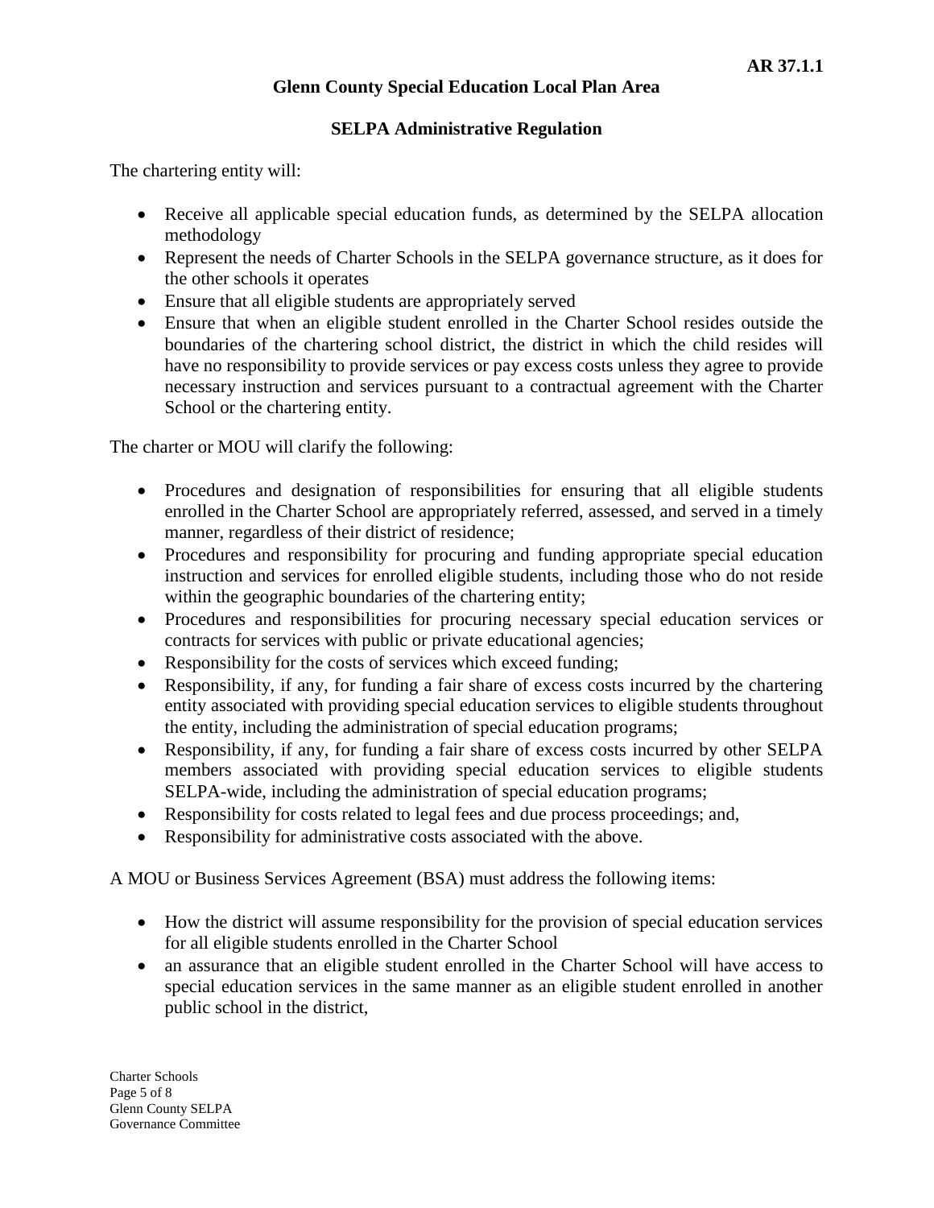**AR 37.1.1**

**Glenn County Special Education Local Plan Area**

**SELPA Administrative Regulation**

The chartering entity will:

- Receive all applicable special education funds, as determined by the SELPA allocation methodology
- Represent the needs of Charter Schools in the SELPA governance structure, as it does for the other schools it operates
- Ensure that all eligible students are appropriately served
- Ensure that when an eligible student enrolled in the Charter School resides outside the boundaries of the chartering school district, the district in which the child resides will have no responsibility to provide services or pay excess costs unless they agree to provide necessary instruction and services pursuant to a contractual agreement with the Charter School or the chartering entity.

The charter or MOU will clarify the following:

- Procedures and designation of responsibilities for ensuring that all eligible students enrolled in the Charter School are appropriately referred, assessed, and served in a timely manner, regardless of their district of residence;
- Procedures and responsibility for procuring and funding appropriate special education instruction and services for enrolled eligible students, including those who do not reside within the geographic boundaries of the chartering entity;
- Procedures and responsibilities for procuring necessary special education services or contracts for services with public or private educational agencies;
- Responsibility for the costs of services which exceed funding;
- Responsibility, if any, for funding a fair share of excess costs incurred by the chartering entity associated with providing special education services to eligible students throughout the entity, including the administration of special education programs;
- Responsibility, if any, for funding a fair share of excess costs incurred by other SELPA members associated with providing special education services to eligible students SELPA-wide, including the administration of special education programs;
- Responsibility for costs related to legal fees and due process proceedings; and,
- Responsibility for administrative costs associated with the above.

A MOU or Business Services Agreement (BSA) must address the following items:

- How the district will assume responsibility for the provision of special education services for all eligible students enrolled in the Charter School
- an assurance that an eligible student enrolled in the Charter School will have access to special education services in the same manner as an eligible student enrolled in another public school in the district,

Charter Schools
Glenn County SELPA
Governance Committee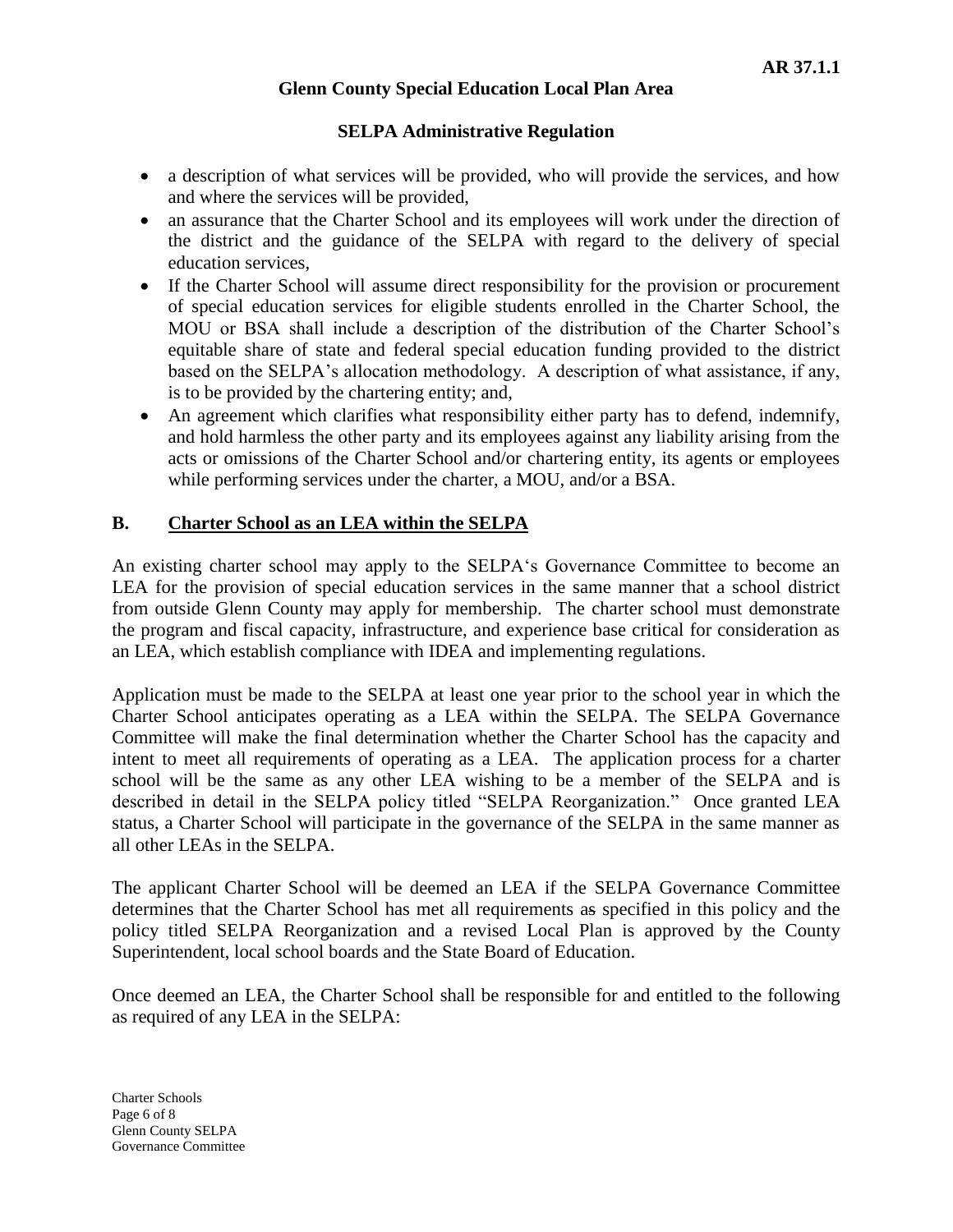- a description of what services will be provided, who will provide the services, and how and where the services will be provided,
- an assurance that the Charter School and its employees will work under the direction of the district and the guidance of the SELPA with regard to the delivery of special education services,
- If the Charter School will assume direct responsibility for the provision or procurement of special education services for eligible students enrolled in the Charter School, the MOU or BSA shall include a description of the distribution of the Charter School's equitable share of state and federal special education funding provided to the district based on the SELPA's allocation methodology. A description of what assistance, if any, is to be provided by the chartering entity; and,
- An agreement which clarifies what responsibility either party has to defend, indemnify, and hold harmless the other party and its employees against any liability arising from the acts or omissions of the Charter School and/or chartering entity, its agents or employees while performing services under the charter, a MOU, and/or a BSA.

## B. Charter School as an LEA within the SELPA

An existing charter school may apply to the SELPA's Governance Committee to become an LEA for the provision of special education services in the same manner that a school district from outside Glenn County may apply for membership. The charter school must demonstrate the program and fiscal capacity, infrastructure, and experience base critical for consideration as an LEA, which establish compliance with IDEA and implementing regulations.

Application must be made to the SELPA at least one year prior to the school year in which the Charter School anticipates operating as a LEA within the SELPA. The SELPA Governance Committee will make the final determination whether the Charter School has the capacity and intent to meet all requirements of operating as a LEA. The application process for a charter school will be the same as any other LEA wishing to be a member of the SELPA and is described in detail in the SELPA policy titled "SELPA Reorganization." Once granted LEA status, a Charter School will participate in the governance of the SELPA in the same manner as all other LEAs in the SELPA.

The applicant Charter School will be deemed an LEA if the SELPA Governance Committee determines that the Charter School has met all requirements as specified in this policy and the policy titled SELPA Reorganization and a revised Local Plan is approved by the County Superintendent, local school boards and the State Board of Education.

Once deemed an LEA, the Charter School shall be responsible for and entitled to the following as required of any LEA in the SELPA: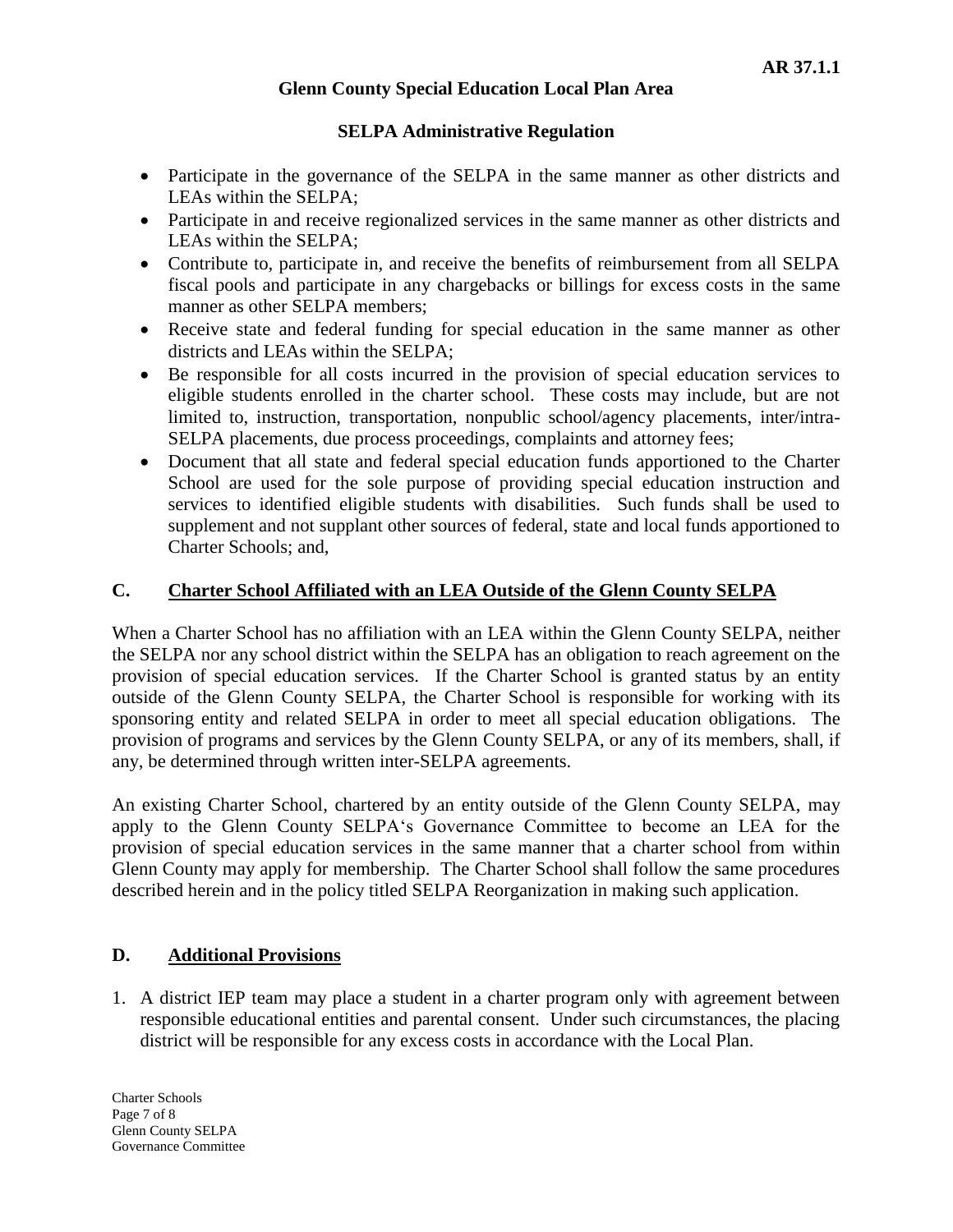- Participate in the governance of the SELPA in the same manner as other districts and LEAs within the SELPA;
- Participate in and receive regionalized services in the same manner as other districts and LEAs within the SELPA;
- Contribute to, participate in, and receive the benefits of reimbursement from all SELPA fiscal pools and participate in any chargebacks or billings for excess costs in the same manner as other SELPA members;
- Receive state and federal funding for special education in the same manner as other districts and LEAs within the SELPA;
- Be responsible for all costs incurred in the provision of special education services to eligible students enrolled in the charter school. These costs may include, but are not limited to, instruction, transportation, nonpublic school/agency placements, inter/intra-SELPA placements, due process proceedings, complaints and attorney fees;
- Document that all state and federal special education funds apportioned to the Charter School are used for the sole purpose of providing special education instruction and services to identified eligible students with disabilities. Such funds shall be used to supplement and not supplant other sources of federal, state and local funds apportioned to Charter Schools; and,

## C. Charter School Affiliated with an LEA Outside of the Glenn County SELPA

When a Charter School has no affiliation with an LEA within the Glenn County SELPA, neither the SELPA nor any school district within the SELPA has an obligation to reach agreement on the provision of special education services. If the Charter School is granted status by an entity outside of the Glenn County SELPA, the Charter School is responsible for working with its sponsoring entity and related SELPA in order to meet all special education obligations. The provision of programs and services by the Glenn County SELPA, or any of its members, shall, if any, be determined through written inter-SELPA agreements.

An existing Charter School, chartered by an entity outside of the Glenn County SELPA, may apply to the Glenn County SELPA's Governance Committee to become an LEA for the provision of special education services in the same manner that a charter school from within Glenn County may apply for membership. The Charter School shall follow the same procedures described herein and in the policy titled SELPA Reorganization in making such application.

## D. Additional Provisions

1. A district IEP team may place a student in a charter program only with agreement between responsible educational entities and parental consent. Under such circumstances, the placing district will be responsible for any excess costs in accordance with the Local Plan.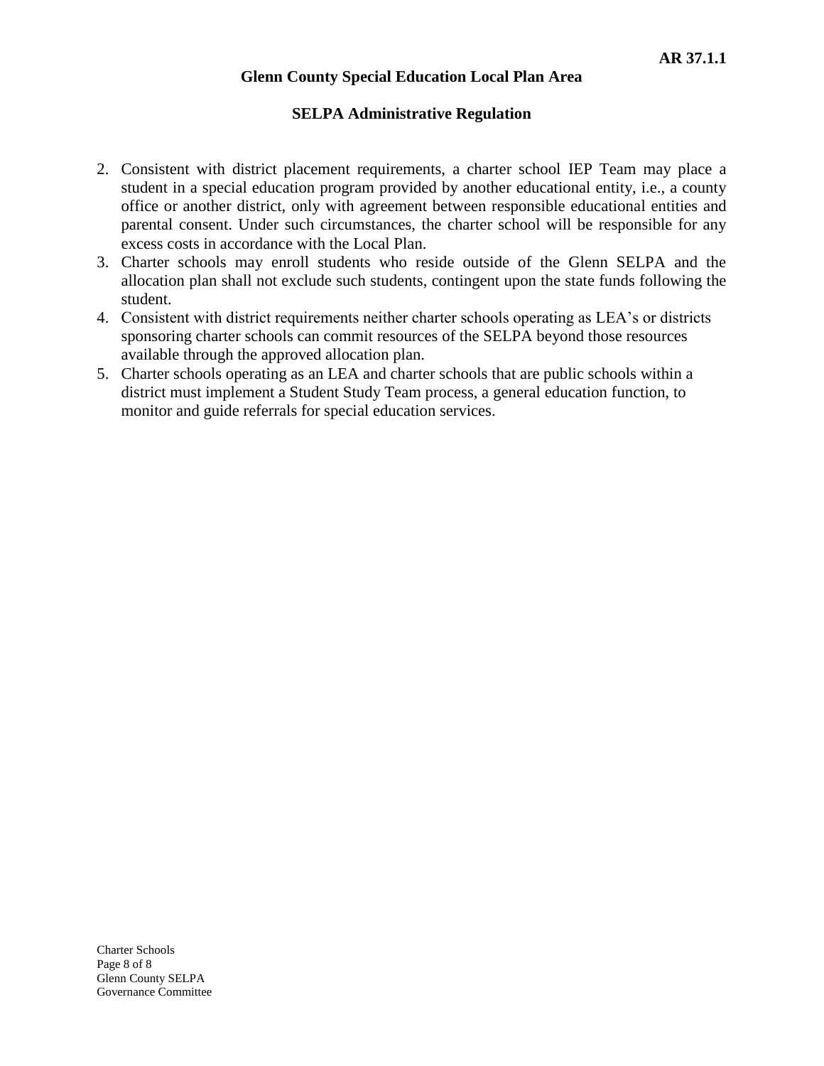2. Consistent with district placement requirements, a charter school IEP Team may place a student in a special education program provided by another educational entity, i.e., a county office or another district, only with agreement between responsible educational entities and parental consent. Under such circumstances, the charter school will be responsible for any excess costs in accordance with the Local Plan.
3. Charter schools may enroll students who reside outside of the Glenn SELPA and the allocation plan shall not exclude such students, contingent upon the state funds following the student.
4. Consistent with district requirements neither charter schools operating as LEA's or districts sponsoring charter schools can commit resources of the SELPA beyond those resources available through the approved allocation plan.
5. Charter schools operating as an LEA and charter schools that are public schools within a district must implement a Student Study Team process, a general education function, to monitor and guide referrals for special education services.